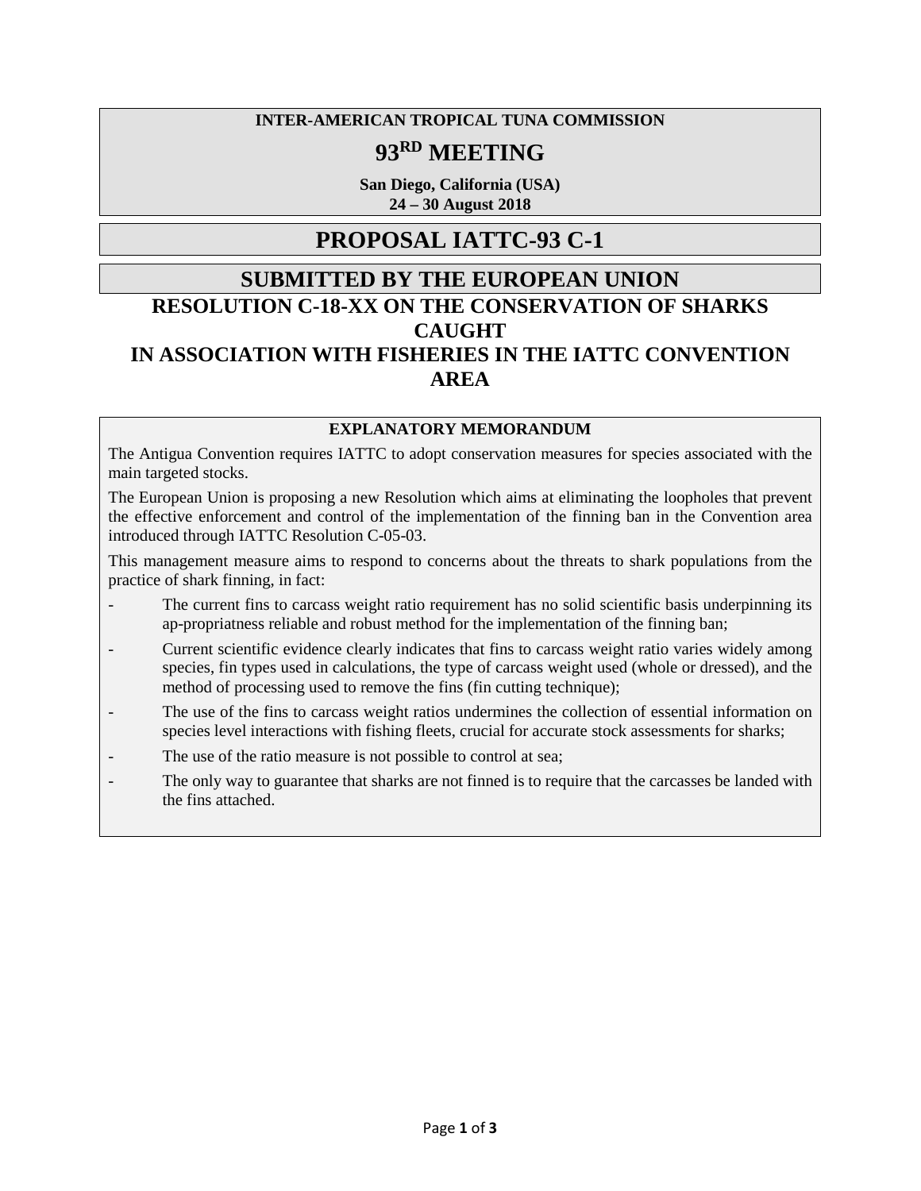**INTER-AMERICAN TROPICAL TUNA COMMISSION**

# 93RD MEETING

**San Diego, California (USA)**
**24 – 30 August 2018**

# PROPOSAL IATTC-93 C-1

## SUBMITTED BY THE EUROPEAN UNION

## RESOLUTION C-18-XX ON THE CONSERVATION OF SHARKS CAUGHT IN ASSOCIATION WITH FISHERIES IN THE IATTC CONVENTION AREA

**EXPLANATORY MEMORANDUM**

The Antigua Convention requires IATTC to adopt conservation measures for species associated with the main targeted stocks.

The European Union is proposing a new Resolution which aims at eliminating the loopholes that prevent the effective enforcement and control of the implementation of the finning ban in the Convention area introduced through IATTC Resolution C-05-03.

This management measure aims to respond to concerns about the threats to shark populations from the practice of shark finning, in fact:

- The current fins to carcass weight ratio requirement has no solid scientific basis underpinning its ap-propriatness reliable and robust method for the implementation of the finning ban;
- Current scientific evidence clearly indicates that fins to carcass weight ratio varies widely among species, fin types used in calculations, the type of carcass weight used (whole or dressed), and the method of processing used to remove the fins (fin cutting technique);
- The use of the fins to carcass weight ratios undermines the collection of essential information on species level interactions with fishing fleets, crucial for accurate stock assessments for sharks;
- The use of the ratio measure is not possible to control at sea;
- The only way to guarantee that sharks are not finned is to require that the carcasses be landed with the fins attached.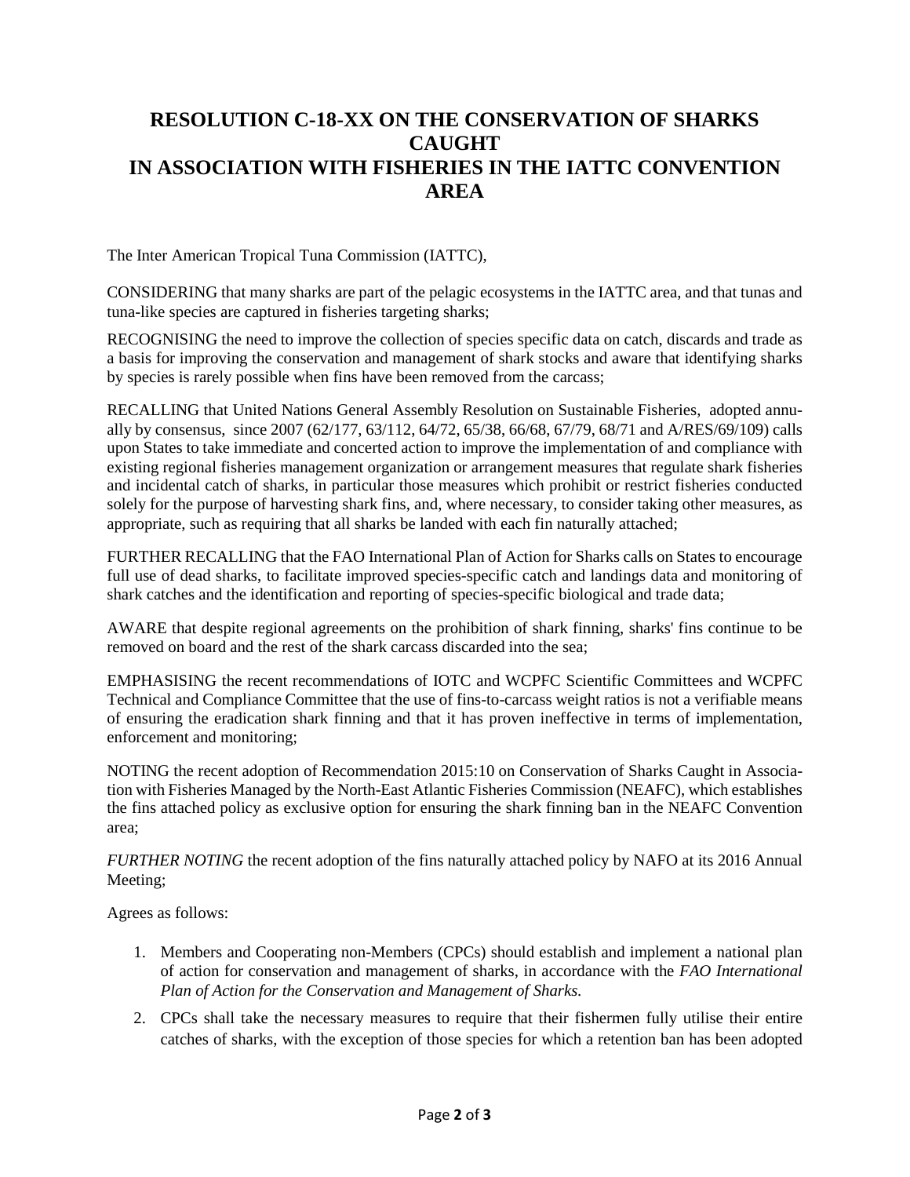# RESOLUTION C-18-XX ON THE CONSERVATION OF SHARKS CAUGHT IN ASSOCIATION WITH FISHERIES IN THE IATTC CONVENTION AREA

The Inter American Tropical Tuna Commission (IATTC),

CONSIDERING that many sharks are part of the pelagic ecosystems in the IATTC area, and that tunas and tuna-like species are captured in fisheries targeting sharks;

RECOGNISING the need to improve the collection of species specific data on catch, discards and trade as a basis for improving the conservation and management of shark stocks and aware that identifying sharks by species is rarely possible when fins have been removed from the carcass;

RECALLING that United Nations General Assembly Resolution on Sustainable Fisheries, adopted annually by consensus, since 2007 (62/177, 63/112, 64/72, 65/38, 66/68, 67/79, 68/71 and A/RES/69/109) calls upon States to take immediate and concerted action to improve the implementation of and compliance with existing regional fisheries management organization or arrangement measures that regulate shark fisheries and incidental catch of sharks, in particular those measures which prohibit or restrict fisheries conducted solely for the purpose of harvesting shark fins, and, where necessary, to consider taking other measures, as appropriate, such as requiring that all sharks be landed with each fin naturally attached;

FURTHER RECALLING that the FAO International Plan of Action for Sharks calls on States to encourage full use of dead sharks, to facilitate improved species-specific catch and landings data and monitoring of shark catches and the identification and reporting of species-specific biological and trade data;

AWARE that despite regional agreements on the prohibition of shark finning, sharks' fins continue to be removed on board and the rest of the shark carcass discarded into the sea;

EMPHASISING the recent recommendations of IOTC and WCPFC Scientific Committees and WCPFC Technical and Compliance Committee that the use of fins-to-carcass weight ratios is not a verifiable means of ensuring the eradication shark finning and that it has proven ineffective in terms of implementation, enforcement and monitoring;

NOTING the recent adoption of Recommendation 2015:10 on Conservation of Sharks Caught in Association with Fisheries Managed by the North-East Atlantic Fisheries Commission (NEAFC), which establishes the fins attached policy as exclusive option for ensuring the shark finning ban in the NEAFC Convention area;

*FURTHER NOTING* the recent adoption of the fins naturally attached policy by NAFO at its 2016 Annual Meeting;

Agrees as follows:

1. Members and Cooperating non-Members (CPCs) should establish and implement a national plan of action for conservation and management of sharks, in accordance with the *FAO International Plan of Action for the Conservation and Management of Sharks.*
2. CPCs shall take the necessary measures to require that their fishermen fully utilise their entire catches of sharks, with the exception of those species for which a retention ban has been adopted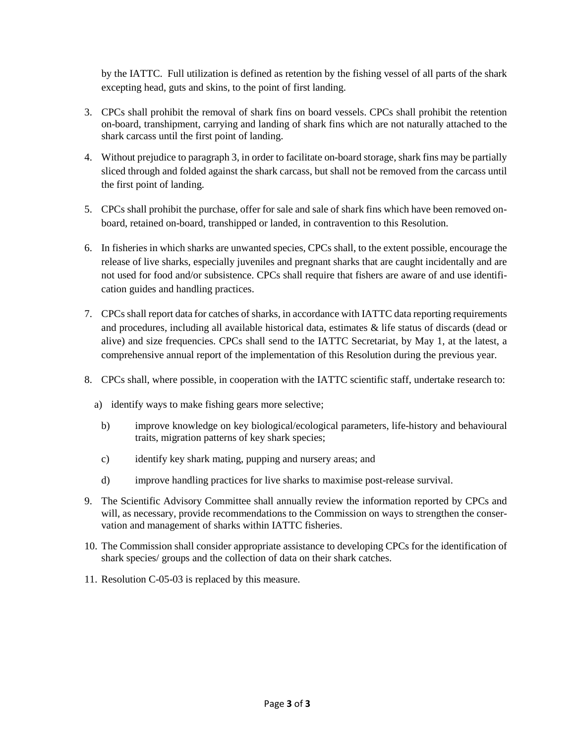by the IATTC. Full utilization is defined as retention by the fishing vessel of all parts of the shark excepting head, guts and skins, to the point of first landing.

3. CPCs shall prohibit the removal of shark fins on board vessels. CPCs shall prohibit the retention on-board, transhipment, carrying and landing of shark fins which are not naturally attached to the shark carcass until the first point of landing.

4. Without prejudice to paragraph 3, in order to facilitate on-board storage, shark fins may be partially sliced through and folded against the shark carcass, but shall not be removed from the carcass until the first point of landing.

5. CPCs shall prohibit the purchase, offer for sale and sale of shark fins which have been removed on-board, retained on-board, transhipped or landed, in contravention to this Resolution.

6. In fisheries in which sharks are unwanted species, CPCs shall, to the extent possible, encourage the release of live sharks, especially juveniles and pregnant sharks that are caught incidentally and are not used for food and/or subsistence. CPCs shall require that fishers are aware of and use identification guides and handling practices.

7. CPCs shall report data for catches of sharks, in accordance with IATTC data reporting requirements and procedures, including all available historical data, estimates & life status of discards (dead or alive) and size frequencies. CPCs shall send to the IATTC Secretariat, by May 1, at the latest, a comprehensive annual report of the implementation of this Resolution during the previous year.

8. CPCs shall, where possible, in cooperation with the IATTC scientific staff, undertake research to:

   a) identify ways to make fishing gears more selective;

   b) improve knowledge on key biological/ecological parameters, life-history and behavioural traits, migration patterns of key shark species;

   c) identify key shark mating, pupping and nursery areas; and

   d) improve handling practices for live sharks to maximise post-release survival.

9. The Scientific Advisory Committee shall annually review the information reported by CPCs and will, as necessary, provide recommendations to the Commission on ways to strengthen the conservation and management of sharks within IATTC fisheries.

10. The Commission shall consider appropriate assistance to developing CPCs for the identification of shark species/ groups and the collection of data on their shark catches.

11. Resolution C-05-03 is replaced by this measure.